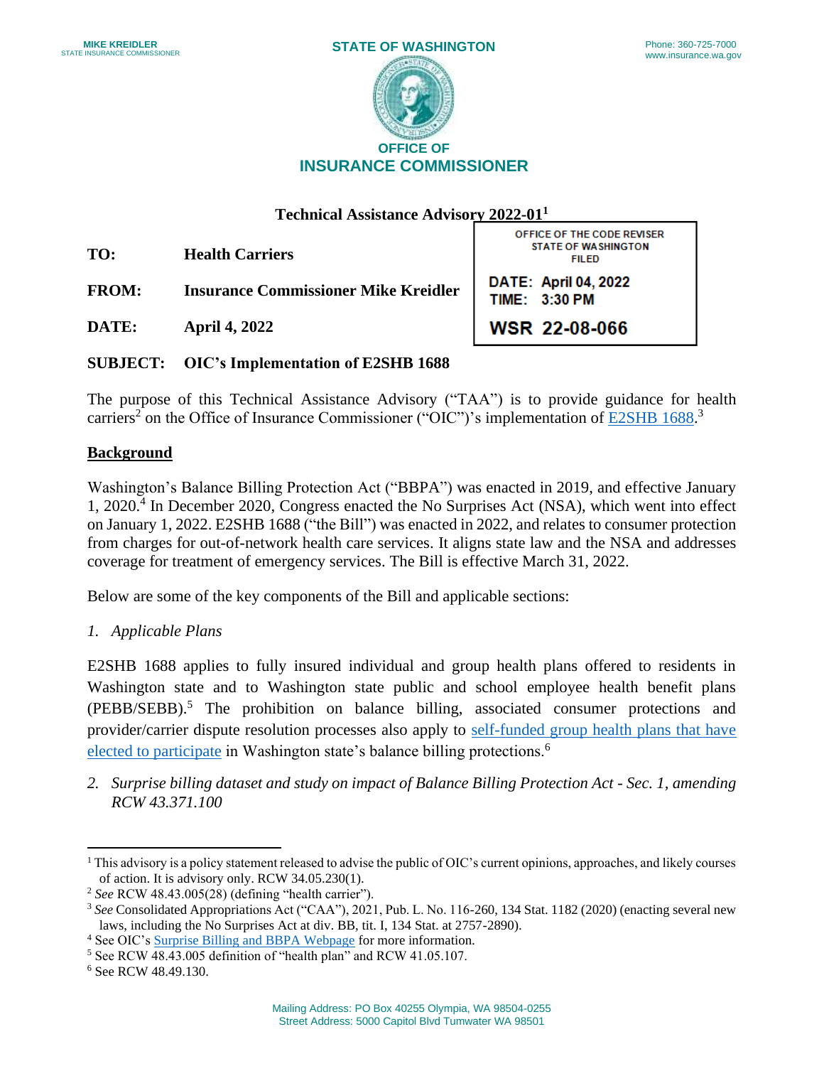MIKE KREIDLER
STATE INSURANCE COMMISSIONER

STATE OF WASHINGTON

Phone: 360-725-7000
www.insurance.wa.gov

OFFICE OF
INSURANCE COMMISSIONER

**Technical Assistance Advisory 2022-01**[1]

OFFICE OF THE CODE REVISER
STATE OF WASHINGTON
FILED

DATE: April 04, 2022
TIME: 3:30 PM

WSR 22-08-066

**TO:** **Health Carriers**

**FROM:** **Insurance Commissioner Mike Kreidler**

**DATE:** **April 4, 2022**

**SUBJECT:** **OIC's Implementation of E2SHB 1688**

The purpose of this Technical Assistance Advisory ("TAA") is to provide guidance for health carriers[2] on the Office of Insurance Commissioner ("OIC")'s implementation of E2SHB 1688.[3]

## Background

Washington's Balance Billing Protection Act ("BBPA") was enacted in 2019, and effective January 1, 2020.[4] In December 2020, Congress enacted the No Surprises Act (NSA), which went into effect on January 1, 2022. E2SHB 1688 ("the Bill") was enacted in 2022, and relates to consumer protection from charges for out-of-network health care services. It aligns state law and the NSA and addresses coverage for treatment of emergency services. The Bill is effective March 31, 2022.

Below are some of the key components of the Bill and applicable sections:

1. *Applicable Plans*

E2SHB 1688 applies to fully insured individual and group health plans offered to residents in Washington state and to Washington state public and school employee health benefit plans (PEBB/SEBB).[5] The prohibition on balance billing, associated consumer protections and provider/carrier dispute resolution processes also apply to self-funded group health plans that have elected to participate in Washington state's balance billing protections.[6]

2. *Surprise billing dataset and study on impact of Balance Billing Protection Act - Sec. 1, amending RCW 43.371.100*

---

[1] This advisory is a policy statement released to advise the public of OIC's current opinions, approaches, and likely courses of action. It is advisory only. RCW 34.05.230(1).

[2] *See* RCW 48.43.005(28) (defining "health carrier").

[3] *See* Consolidated Appropriations Act ("CAA"), 2021, Pub. L. No. 116-260, 134 Stat. 1182 (2020) (enacting several new laws, including the No Surprises Act at div. BB, tit. I, 134 Stat. at 2757-2890).

[4] See OIC's Surprise Billing and BBPA Webpage for more information.

[5] See RCW 48.43.005 definition of "health plan" and RCW 41.05.107.

[6] See RCW 48.49.130.

Mailing Address: PO Box 40255 Olympia, WA 98504-0255
Street Address: 5000 Capitol Blvd Tumwater WA 98501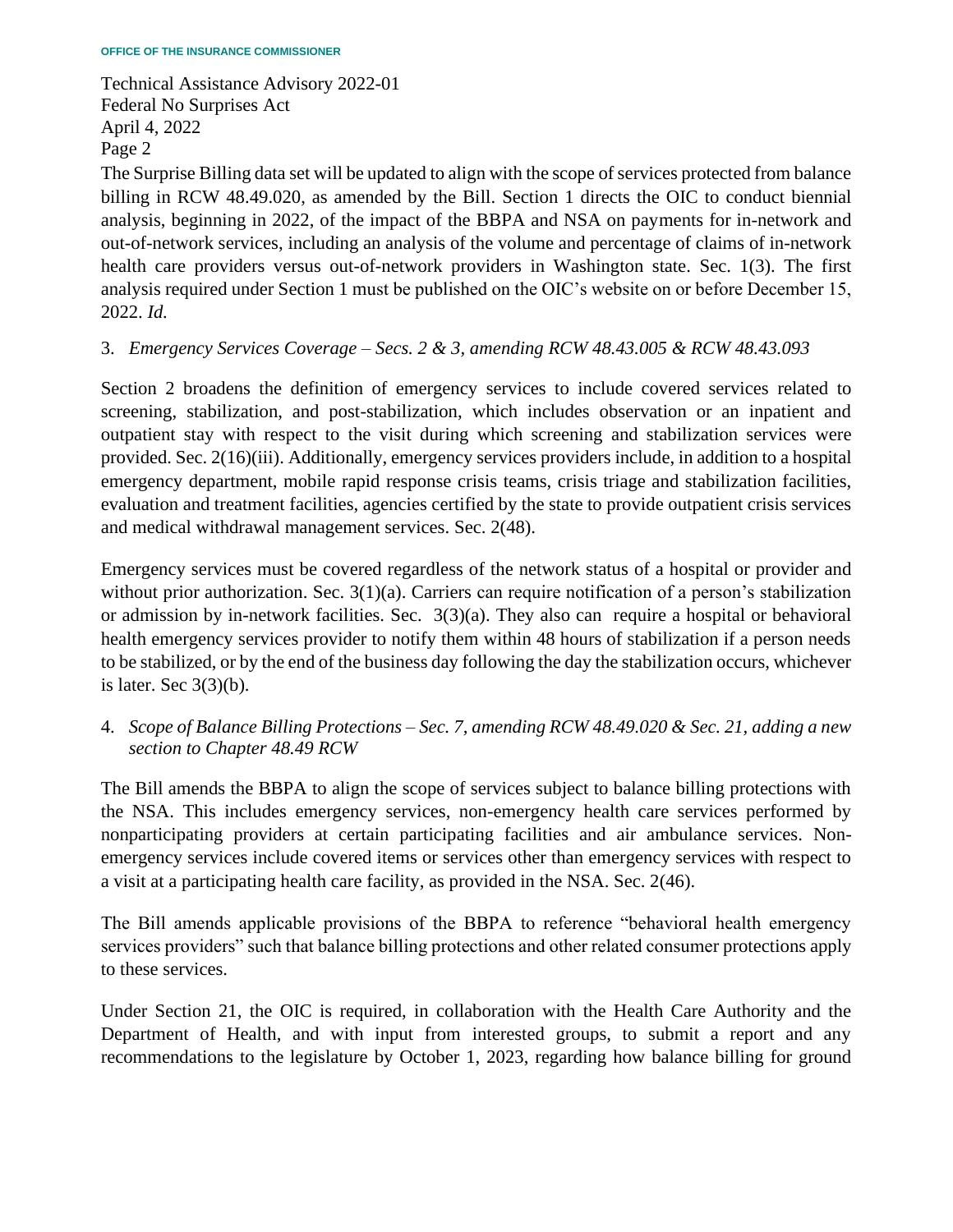The Surprise Billing data set will be updated to align with the scope of services protected from balance billing in RCW 48.49.020, as amended by the Bill. Section 1 directs the OIC to conduct biennial analysis, beginning in 2022, of the impact of the BBPA and NSA on payments for in-network and out-of-network services, including an analysis of the volume and percentage of claims of in-network health care providers versus out-of-network providers in Washington state. Sec. 1(3). The first analysis required under Section 1 must be published on the OIC's website on or before December 15, 2022. *Id.*

3. *Emergency Services Coverage – Secs. 2 & 3, amending RCW 48.43.005 & RCW 48.43.093*

Section 2 broadens the definition of emergency services to include covered services related to screening, stabilization, and post-stabilization, which includes observation or an inpatient and outpatient stay with respect to the visit during which screening and stabilization services were provided. Sec. 2(16)(iii). Additionally, emergency services providers include, in addition to a hospital emergency department, mobile rapid response crisis teams, crisis triage and stabilization facilities, evaluation and treatment facilities, agencies certified by the state to provide outpatient crisis services and medical withdrawal management services. Sec. 2(48).

Emergency services must be covered regardless of the network status of a hospital or provider and without prior authorization. Sec. 3(1)(a). Carriers can require notification of a person's stabilization or admission by in-network facilities. Sec. 3(3)(a). They also can require a hospital or behavioral health emergency services provider to notify them within 48 hours of stabilization if a person needs to be stabilized, or by the end of the business day following the day the stabilization occurs, whichever is later. Sec 3(3)(b).

4. *Scope of Balance Billing Protections – Sec. 7, amending RCW 48.49.020 & Sec. 21, adding a new section to Chapter 48.49 RCW*

The Bill amends the BBPA to align the scope of services subject to balance billing protections with the NSA. This includes emergency services, non-emergency health care services performed by nonparticipating providers at certain participating facilities and air ambulance services. Non-emergency services include covered items or services other than emergency services with respect to a visit at a participating health care facility, as provided in the NSA. Sec. 2(46).

The Bill amends applicable provisions of the BBPA to reference "behavioral health emergency services providers" such that balance billing protections and other related consumer protections apply to these services.

Under Section 21, the OIC is required, in collaboration with the Health Care Authority and the Department of Health, and with input from interested groups, to submit a report and any recommendations to the legislature by October 1, 2023, regarding how balance billing for ground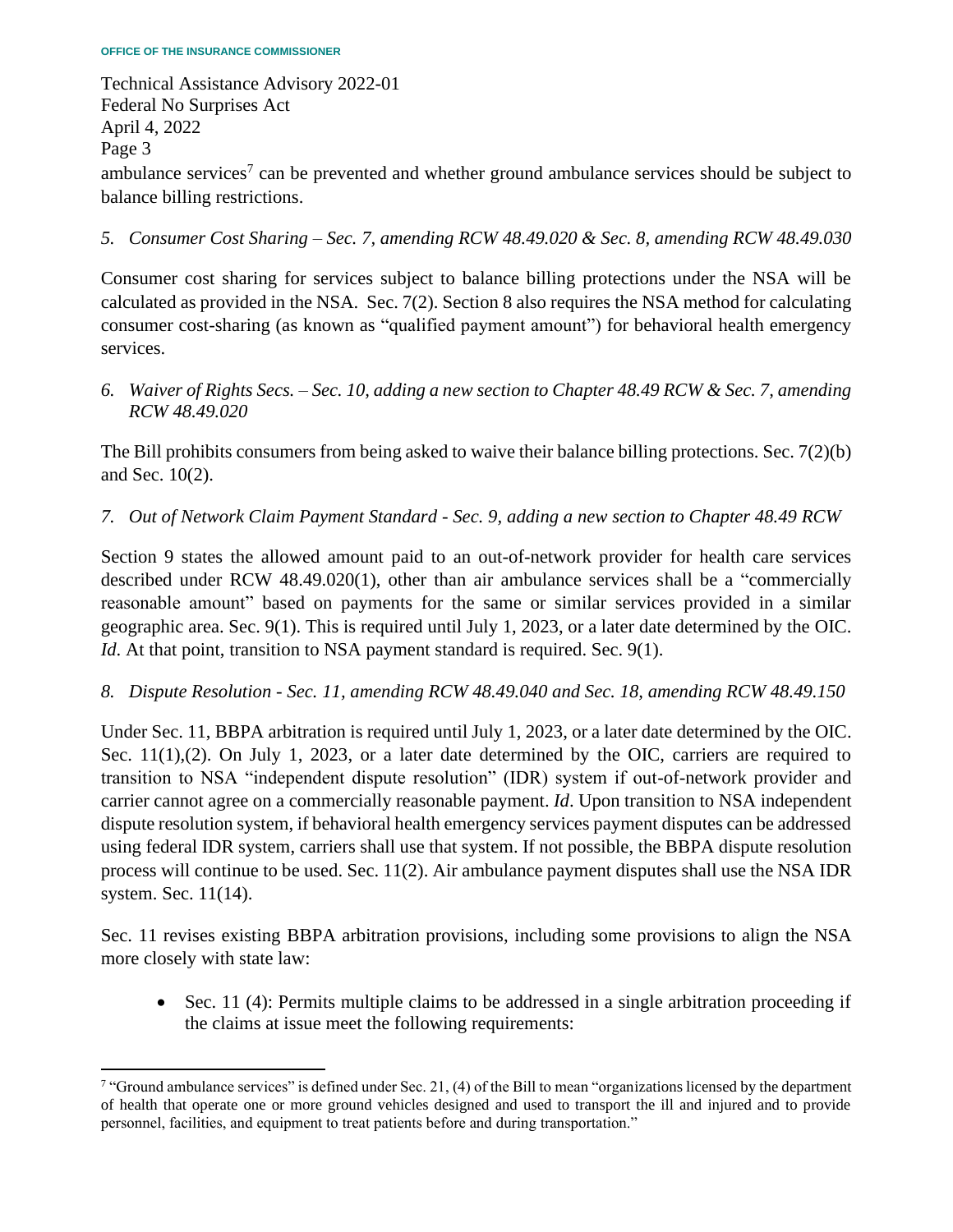ambulance services[7] can be prevented and whether ground ambulance services should be subject to balance billing restrictions.

*5. Consumer Cost Sharing – Sec. 7, amending RCW 48.49.020 & Sec. 8, amending RCW 48.49.030*

Consumer cost sharing for services subject to balance billing protections under the NSA will be calculated as provided in the NSA. Sec. 7(2). Section 8 also requires the NSA method for calculating consumer cost-sharing (as known as "qualified payment amount") for behavioral health emergency services.

*6. Waiver of Rights Secs. – Sec. 10, adding a new section to Chapter 48.49 RCW & Sec. 7, amending RCW 48.49.020*

The Bill prohibits consumers from being asked to waive their balance billing protections. Sec. 7(2)(b) and Sec. 10(2).

*7. Out of Network Claim Payment Standard - Sec. 9, adding a new section to Chapter 48.49 RCW*

Section 9 states the allowed amount paid to an out-of-network provider for health care services described under RCW 48.49.020(1), other than air ambulance services shall be a "commercially reasonable amount" based on payments for the same or similar services provided in a similar geographic area. Sec. 9(1). This is required until July 1, 2023, or a later date determined by the OIC. *Id*. At that point, transition to NSA payment standard is required. Sec. 9(1).

*8. Dispute Resolution - Sec. 11, amending RCW 48.49.040 and Sec. 18, amending RCW 48.49.150*

Under Sec. 11, BBPA arbitration is required until July 1, 2023, or a later date determined by the OIC. Sec. 11(1),(2). On July 1, 2023, or a later date determined by the OIC, carriers are required to transition to NSA "independent dispute resolution" (IDR) system if out-of-network provider and carrier cannot agree on a commercially reasonable payment. *Id*. Upon transition to NSA independent dispute resolution system, if behavioral health emergency services payment disputes can be addressed using federal IDR system, carriers shall use that system. If not possible, the BBPA dispute resolution process will continue to be used. Sec. 11(2). Air ambulance payment disputes shall use the NSA IDR system. Sec. 11(14).

Sec. 11 revises existing BBPA arbitration provisions, including some provisions to align the NSA more closely with state law:

- Sec. 11 (4): Permits multiple claims to be addressed in a single arbitration proceeding if the claims at issue meet the following requirements:

---

[7] "Ground ambulance services" is defined under Sec. 21, (4) of the Bill to mean "organizations licensed by the department of health that operate one or more ground vehicles designed and used to transport the ill and injured and to provide personnel, facilities, and equipment to treat patients before and during transportation."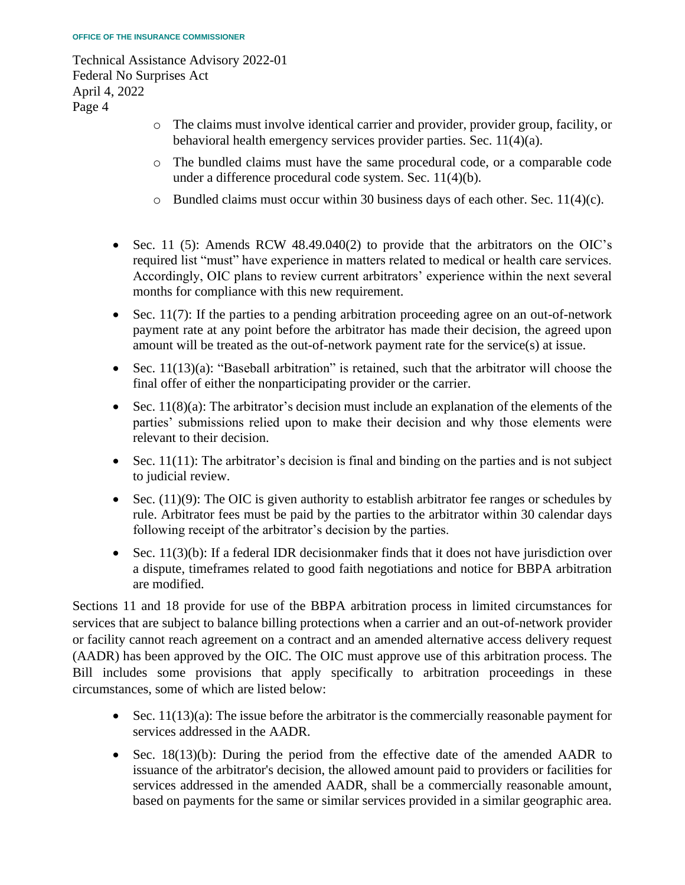- The claims must involve identical carrier and provider, provider group, facility, or behavioral health emergency services provider parties. Sec. 11(4)(a).
  - The bundled claims must have the same procedural code, or a comparable code under a difference procedural code system. Sec. 11(4)(b).
  - Bundled claims must occur within 30 business days of each other. Sec. 11(4)(c).

- Sec. 11 (5): Amends RCW 48.49.040(2) to provide that the arbitrators on the OIC's required list "must" have experience in matters related to medical or health care services. Accordingly, OIC plans to review current arbitrators' experience within the next several months for compliance with this new requirement.
- Sec. 11(7): If the parties to a pending arbitration proceeding agree on an out-of-network payment rate at any point before the arbitrator has made their decision, the agreed upon amount will be treated as the out-of-network payment rate for the service(s) at issue.
- Sec. 11(13)(a): "Baseball arbitration" is retained, such that the arbitrator will choose the final offer of either the nonparticipating provider or the carrier.
- Sec. 11(8)(a): The arbitrator's decision must include an explanation of the elements of the parties' submissions relied upon to make their decision and why those elements were relevant to their decision.
- Sec. 11(11): The arbitrator's decision is final and binding on the parties and is not subject to judicial review.
- Sec. (11)(9): The OIC is given authority to establish arbitrator fee ranges or schedules by rule. Arbitrator fees must be paid by the parties to the arbitrator within 30 calendar days following receipt of the arbitrator's decision by the parties.
- Sec. 11(3)(b): If a federal IDR decisionmaker finds that it does not have jurisdiction over a dispute, timeframes related to good faith negotiations and notice for BBPA arbitration are modified.

Sections 11 and 18 provide for use of the BBPA arbitration process in limited circumstances for services that are subject to balance billing protections when a carrier and an out-of-network provider or facility cannot reach agreement on a contract and an amended alternative access delivery request (AADR) has been approved by the OIC. The OIC must approve use of this arbitration process. The Bill includes some provisions that apply specifically to arbitration proceedings in these circumstances, some of which are listed below:

- Sec. 11(13)(a): The issue before the arbitrator is the commercially reasonable payment for services addressed in the AADR.
- Sec. 18(13)(b): During the period from the effective date of the amended AADR to issuance of the arbitrator's decision, the allowed amount paid to providers or facilities for services addressed in the amended AADR, shall be a commercially reasonable amount, based on payments for the same or similar services provided in a similar geographic area.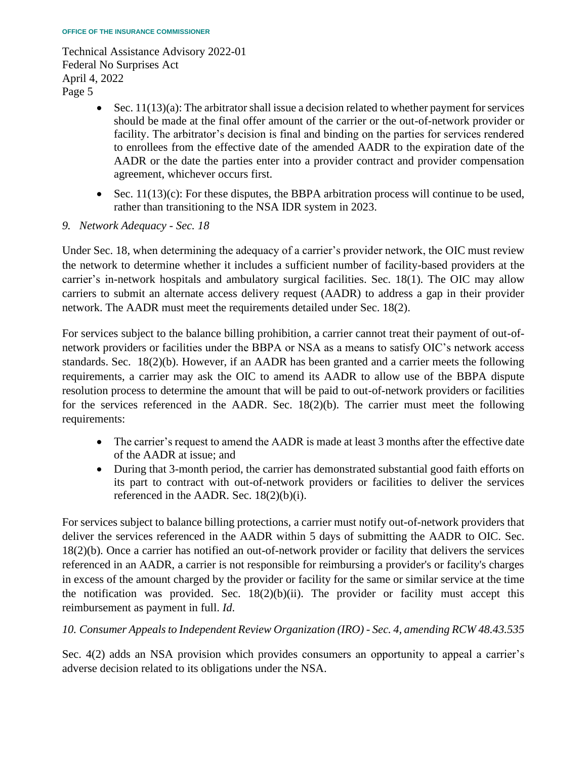- Sec. 11(13)(a): The arbitrator shall issue a decision related to whether payment for services should be made at the final offer amount of the carrier or the out-of-network provider or facility. The arbitrator's decision is final and binding on the parties for services rendered to enrollees from the effective date of the amended AADR to the expiration date of the AADR or the date the parties enter into a provider contract and provider compensation agreement, whichever occurs first.
- Sec. 11(13)(c): For these disputes, the BBPA arbitration process will continue to be used, rather than transitioning to the NSA IDR system in 2023.

*9. Network Adequacy - Sec. 18*

Under Sec. 18, when determining the adequacy of a carrier's provider network, the OIC must review the network to determine whether it includes a sufficient number of facility-based providers at the carrier's in-network hospitals and ambulatory surgical facilities. Sec. 18(1). The OIC may allow carriers to submit an alternate access delivery request (AADR) to address a gap in their provider network. The AADR must meet the requirements detailed under Sec. 18(2).

For services subject to the balance billing prohibition, a carrier cannot treat their payment of out-of-network providers or facilities under the BBPA or NSA as a means to satisfy OIC's network access standards. Sec. 18(2)(b). However, if an AADR has been granted and a carrier meets the following requirements, a carrier may ask the OIC to amend its AADR to allow use of the BBPA dispute resolution process to determine the amount that will be paid to out-of-network providers or facilities for the services referenced in the AADR. Sec. 18(2)(b). The carrier must meet the following requirements:

- The carrier's request to amend the AADR is made at least 3 months after the effective date of the AADR at issue; and
- During that 3-month period, the carrier has demonstrated substantial good faith efforts on its part to contract with out-of-network providers or facilities to deliver the services referenced in the AADR. Sec. 18(2)(b)(i).

For services subject to balance billing protections, a carrier must notify out-of-network providers that deliver the services referenced in the AADR within 5 days of submitting the AADR to OIC. Sec. 18(2)(b). Once a carrier has notified an out-of-network provider or facility that delivers the services referenced in an AADR, a carrier is not responsible for reimbursing a provider's or facility's charges in excess of the amount charged by the provider or facility for the same or similar service at the time the notification was provided. Sec. 18(2)(b)(ii). The provider or facility must accept this reimbursement as payment in full. *Id*.

*10. Consumer Appeals to Independent Review Organization (IRO) - Sec. 4, amending RCW 48.43.535*

Sec. 4(2) adds an NSA provision which provides consumers an opportunity to appeal a carrier's adverse decision related to its obligations under the NSA.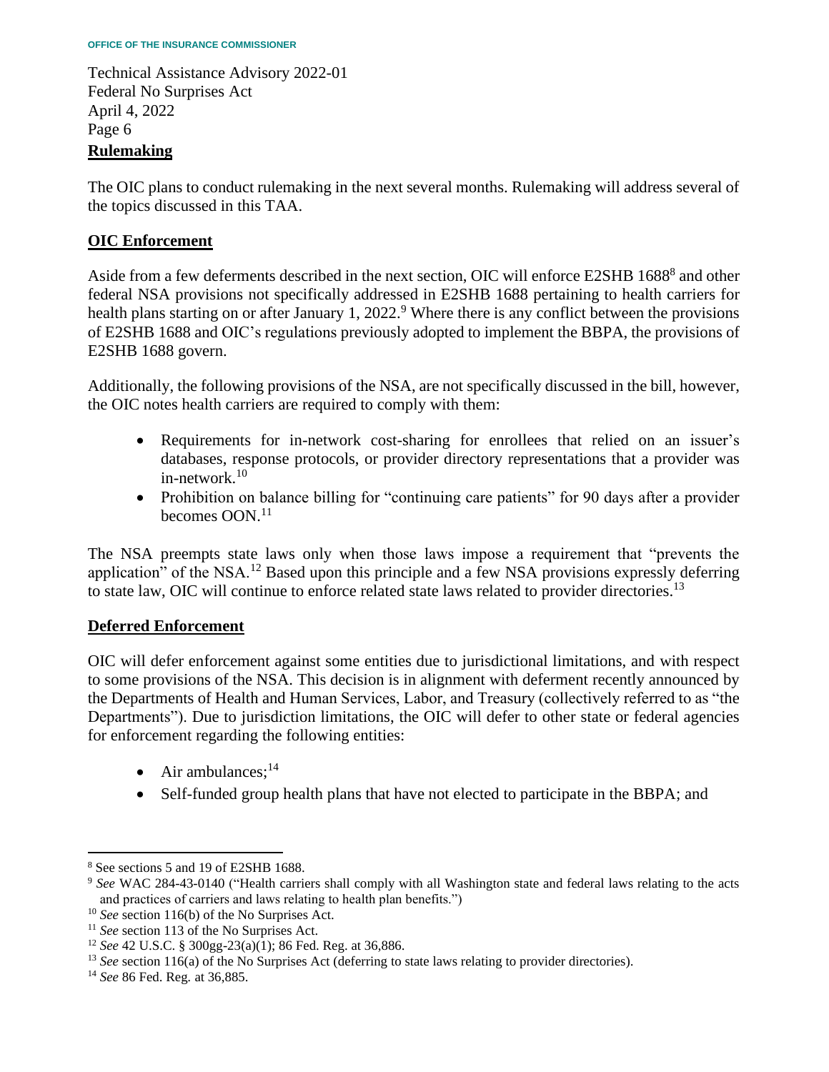## Rulemaking

The OIC plans to conduct rulemaking in the next several months. Rulemaking will address several of the topics discussed in this TAA.

## OIC Enforcement

Aside from a few deferments described in the next section, OIC will enforce E2SHB 1688[8] and other federal NSA provisions not specifically addressed in E2SHB 1688 pertaining to health carriers for health plans starting on or after January 1, 2022.[9] Where there is any conflict between the provisions of E2SHB 1688 and OIC's regulations previously adopted to implement the BBPA, the provisions of E2SHB 1688 govern.

Additionally, the following provisions of the NSA, are not specifically discussed in the bill, however, the OIC notes health carriers are required to comply with them:

- Requirements for in-network cost-sharing for enrollees that relied on an issuer's databases, response protocols, or provider directory representations that a provider was in-network.[10]
- Prohibition on balance billing for "continuing care patients" for 90 days after a provider becomes OON.[11]

The NSA preempts state laws only when those laws impose a requirement that "prevents the application" of the NSA.[12] Based upon this principle and a few NSA provisions expressly deferring to state law, OIC will continue to enforce related state laws related to provider directories.[13]

## Deferred Enforcement

OIC will defer enforcement against some entities due to jurisdictional limitations, and with respect to some provisions of the NSA. This decision is in alignment with deferment recently announced by the Departments of Health and Human Services, Labor, and Treasury (collectively referred to as "the Departments"). Due to jurisdiction limitations, the OIC will defer to other state or federal agencies for enforcement regarding the following entities:

- Air ambulances;[14]
- Self-funded group health plans that have not elected to participate in the BBPA; and

---

[8] See sections 5 and 19 of E2SHB 1688.

[9] *See* WAC 284-43-0140 ("Health carriers shall comply with all Washington state and federal laws relating to the acts and practices of carriers and laws relating to health plan benefits.")

[10] *See* section 116(b) of the No Surprises Act.

[11] *See* section 113 of the No Surprises Act.

[12] *See* 42 U.S.C. § 300gg-23(a)(1); 86 Fed. Reg. at 36,886.

[13] *See* section 116(a) of the No Surprises Act (deferring to state laws relating to provider directories).

[14] *See* 86 Fed. Reg. at 36,885.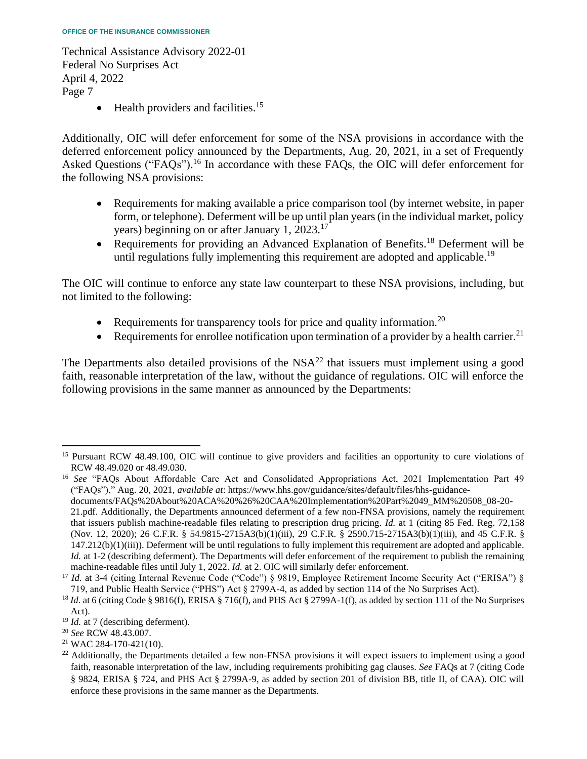- Health providers and facilities.[15]

Additionally, OIC will defer enforcement for some of the NSA provisions in accordance with the deferred enforcement policy announced by the Departments, Aug. 20, 2021, in a set of Frequently Asked Questions ("FAQs").[16] In accordance with these FAQs, the OIC will defer enforcement for the following NSA provisions:

- Requirements for making available a price comparison tool (by internet website, in paper form, or telephone). Deferment will be up until plan years (in the individual market, policy years) beginning on or after January 1, 2023.[17]
- Requirements for providing an Advanced Explanation of Benefits.[18] Deferment will be until regulations fully implementing this requirement are adopted and applicable.[19]

The OIC will continue to enforce any state law counterpart to these NSA provisions, including, but not limited to the following:

- Requirements for transparency tools for price and quality information.[20]
- Requirements for enrollee notification upon termination of a provider by a health carrier.[21]

The Departments also detailed provisions of the NSA[22] that issuers must implement using a good faith, reasonable interpretation of the law, without the guidance of regulations. OIC will enforce the following provisions in the same manner as announced by the Departments:

---

[15] Pursuant RCW 48.49.100, OIC will continue to give providers and facilities an opportunity to cure violations of RCW 48.49.020 or 48.49.030.

[16] *See* "FAQs About Affordable Care Act and Consolidated Appropriations Act, 2021 Implementation Part 49 ("FAQs")," Aug. 20, 2021, *available at*: https://www.hhs.gov/guidance/sites/default/files/hhs-guidance-documents/FAQs%20About%20ACA%20%26%20CAA%20Implementation%20Part%2049_MM%20508_08-20-21.pdf. Additionally, the Departments announced deferment of a few non-FNSA provisions, namely the requirement that issuers publish machine-readable files relating to prescription drug pricing. *Id.* at 1 (citing 85 Fed. Reg. 72,158 (Nov. 12, 2020); 26 C.F.R. § 54.9815-2715A3(b)(1)(iii), 29 C.F.R. § 2590.715-2715A3(b)(1)(iii), and 45 C.F.R. § 147.212(b)(1)(iii)). Deferment will be until regulations to fully implement this requirement are adopted and applicable. *Id.* at 1-2 (describing deferment). The Departments will defer enforcement of the requirement to publish the remaining machine-readable files until July 1, 2022. *Id.* at 2. OIC will similarly defer enforcement.

[17] *Id.* at 3-4 (citing Internal Revenue Code ("Code") § 9819, Employee Retirement Income Security Act ("ERISA") § 719, and Public Health Service ("PHS") Act § 2799A-4, as added by section 114 of the No Surprises Act).

[18] *Id.* at 6 (citing Code § 9816(f), ERISA § 716(f), and PHS Act § 2799A-1(f), as added by section 111 of the No Surprises Act).

[19] *Id.* at 7 (describing deferment).

[20] *See* RCW 48.43.007.

[21] WAC 284-170-421(10).

[22] Additionally, the Departments detailed a few non-FNSA provisions it will expect issuers to implement using a good faith, reasonable interpretation of the law, including requirements prohibiting gag clauses. *See* FAQs at 7 (citing Code § 9824, ERISA § 724, and PHS Act § 2799A-9, as added by section 201 of division BB, title II, of CAA). OIC will enforce these provisions in the same manner as the Departments.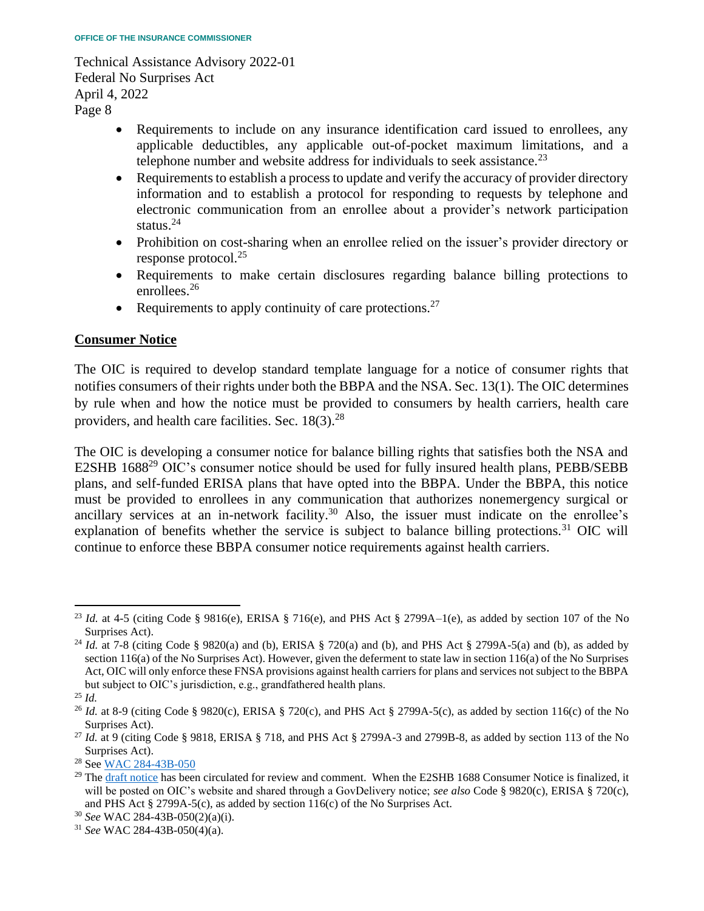- Requirements to include on any insurance identification card issued to enrollees, any applicable deductibles, any applicable out-of-pocket maximum limitations, and a telephone number and website address for individuals to seek assistance.[23]
- Requirements to establish a process to update and verify the accuracy of provider directory information and to establish a protocol for responding to requests by telephone and electronic communication from an enrollee about a provider's network participation status.[24]
- Prohibition on cost-sharing when an enrollee relied on the issuer's provider directory or response protocol.[25]
- Requirements to make certain disclosures regarding balance billing protections to enrollees.[26]
- Requirements to apply continuity of care protections.[27]

**Consumer Notice**

The OIC is required to develop standard template language for a notice of consumer rights that notifies consumers of their rights under both the BBPA and the NSA. Sec. 13(1). The OIC determines by rule when and how the notice must be provided to consumers by health carriers, health care providers, and health care facilities. Sec. 18(3).[28]

The OIC is developing a consumer notice for balance billing rights that satisfies both the NSA and E2SHB 1688[29] OIC's consumer notice should be used for fully insured health plans, PEBB/SEBB plans, and self-funded ERISA plans that have opted into the BBPA. Under the BBPA, this notice must be provided to enrollees in any communication that authorizes nonemergency surgical or ancillary services at an in-network facility.[30] Also, the issuer must indicate on the enrollee's explanation of benefits whether the service is subject to balance billing protections.[31] OIC will continue to enforce these BBPA consumer notice requirements against health carriers.

---

[23] *Id.* at 4-5 (citing Code § 9816(e), ERISA § 716(e), and PHS Act § 2799A–1(e), as added by section 107 of the No Surprises Act).

[24] *Id.* at 7-8 (citing Code § 9820(a) and (b), ERISA § 720(a) and (b), and PHS Act § 2799A-5(a) and (b), as added by section 116(a) of the No Surprises Act). However, given the deferment to state law in section 116(a) of the No Surprises Act, OIC will only enforce these FNSA provisions against health carriers for plans and services not subject to the BBPA but subject to OIC's jurisdiction, e.g., grandfathered health plans.

[25] *Id.*

[26] *Id.* at 8-9 (citing Code § 9820(c), ERISA § 720(c), and PHS Act § 2799A-5(c), as added by section 116(c) of the No Surprises Act).

[27] *Id.* at 9 (citing Code § 9818, ERISA § 718, and PHS Act § 2799A-3 and 2799B-8, as added by section 113 of the No Surprises Act).

[28] See WAC 284-43B-050

[29] The draft notice has been circulated for review and comment. When the E2SHB 1688 Consumer Notice is finalized, it will be posted on OIC's website and shared through a GovDelivery notice; *see also* Code § 9820(c), ERISA § 720(c), and PHS Act § 2799A-5(c), as added by section 116(c) of the No Surprises Act.

[30] *See* WAC 284-43B-050(2)(a)(i).

[31] *See* WAC 284-43B-050(4)(a).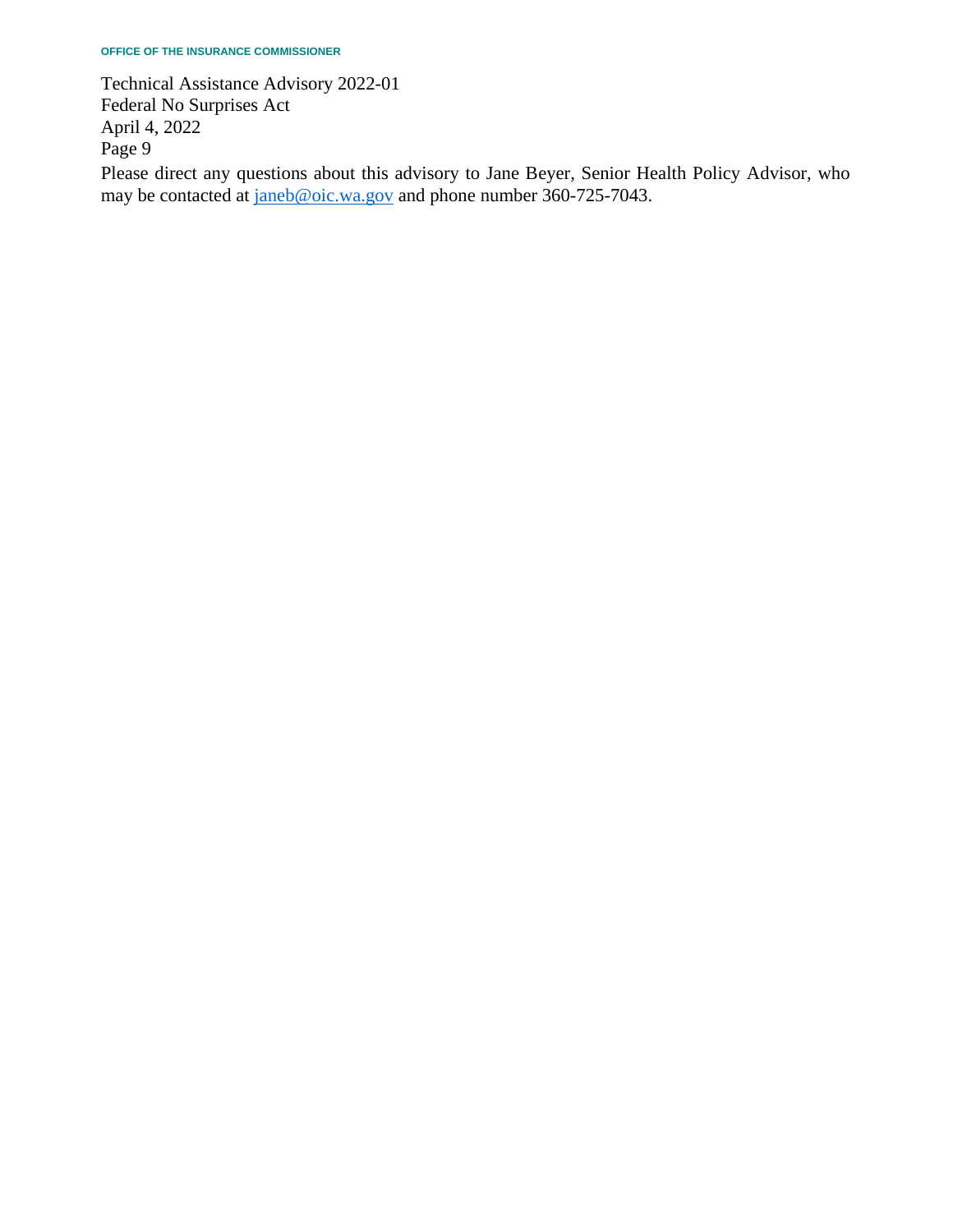Please direct any questions about this advisory to Jane Beyer, Senior Health Policy Advisor, who may be contacted at janeb@oic.wa.gov and phone number 360-725-7043.